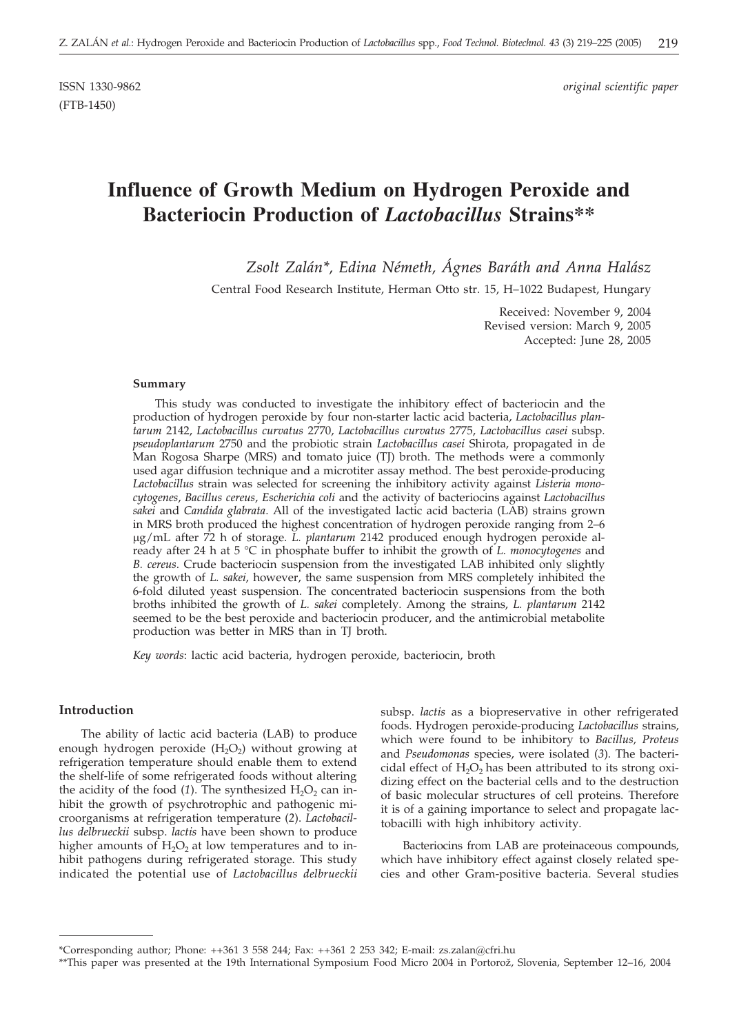ISSN 1330-9862 *original scientific paper*

(FTB-1450)

# Influence of Growth Medium on Hydrogen Peroxide and Bacteriocin Production of *Lactobacillus* Strains**

*Zsolt Zalán*, Edina Németh, Ágnes Baráth and Anna Halász*

Central Food Research Institute, Herman Otto str. 15, H–1022 Budapest, Hungary

Received: November 9, 2004
Revised version: March 9, 2005
Accepted: June 28, 2005

#### Summary

This study was conducted to investigate the inhibitory effect of bacteriocin and the production of hydrogen peroxide by four non-starter lactic acid bacteria, *Lactobacillus plantarum* 2142, *Lactobacillus curvatus* 2770, *Lactobacillus curvatus* 2775, *Lactobacillus casei* subsp. *pseudoplantarum* 2750 and the probiotic strain *Lactobacillus casei* Shirota, propagated in de Man Rogosa Sharpe (MRS) and tomato juice (TJ) broth. The methods were a commonly used agar diffusion technique and a microtiter assay method. The best peroxide-producing *Lactobacillus* strain was selected for screening the inhibitory activity against *Listeria monocytogenes*, *Bacillus cereus*, *Escherichia coli* and the activity of bacteriocins against *Lactobacillus sakei* and *Candida glabrata*. All of the investigated lactic acid bacteria (LAB) strains grown in MRS broth produced the highest concentration of hydrogen peroxide ranging from 2–6 μg/mL after 72 h of storage. *L. plantarum* 2142 produced enough hydrogen peroxide already after 24 h at 5 °C in phosphate buffer to inhibit the growth of *L. monocytogenes* and *B. cereus*. Crude bacteriocin suspension from the investigated LAB inhibited only slightly the growth of *L. sakei*, however, the same suspension from MRS completely inhibited the 6-fold diluted yeast suspension. The concentrated bacteriocin suspensions from the both broths inhibited the growth of *L. sakei* completely. Among the strains, *L. plantarum* 2142 seemed to be the best peroxide and bacteriocin producer, and the antimicrobial metabolite production was better in MRS than in TJ broth.

*Key words*: lactic acid bacteria, hydrogen peroxide, bacteriocin, broth

#### Introduction

The ability of lactic acid bacteria (LAB) to produce enough hydrogen peroxide ($H_2O_2$) without growing at refrigeration temperature should enable them to extend the shelf-life of some refrigerated foods without altering the acidity of the food (*1*). The synthesized $H_2O_2$ can inhibit the growth of psychrotrophic and pathogenic microorganisms at refrigeration temperature (*2*). *Lactobacillus delbrueckii* subsp. *lactis* have been shown to produce higher amounts of $H_2O_2$ at low temperatures and to inhibit pathogens during refrigerated storage. This study indicated the potential use of *Lactobacillus delbrueckii* subsp. *lactis* as a biopreservative in other refrigerated foods. Hydrogen peroxide-producing *Lactobacillus* strains, which were found to be inhibitory to *Bacillus*, *Proteus* and *Pseudomonas* species, were isolated (*3*). The bactericidal effect of $H_2O_2$ has been attributed to its strong oxidizing effect on the bacterial cells and to the destruction of basic molecular structures of cell proteins. Therefore it is of a gaining importance to select and propagate lactobacilli with high inhibitory activity.

Bacteriocins from LAB are proteinaceous compounds, which have inhibitory effect against closely related species and other Gram-positive bacteria. Several studies

---

*Corresponding author; Phone: ++361 3 558 244; Fax: ++361 2 253 342; E-mail: zs.zalan@cfri.hu

**This paper was presented at the 19th International Symposium Food Micro 2004 in Portorož, Slovenia, September 12–16, 2004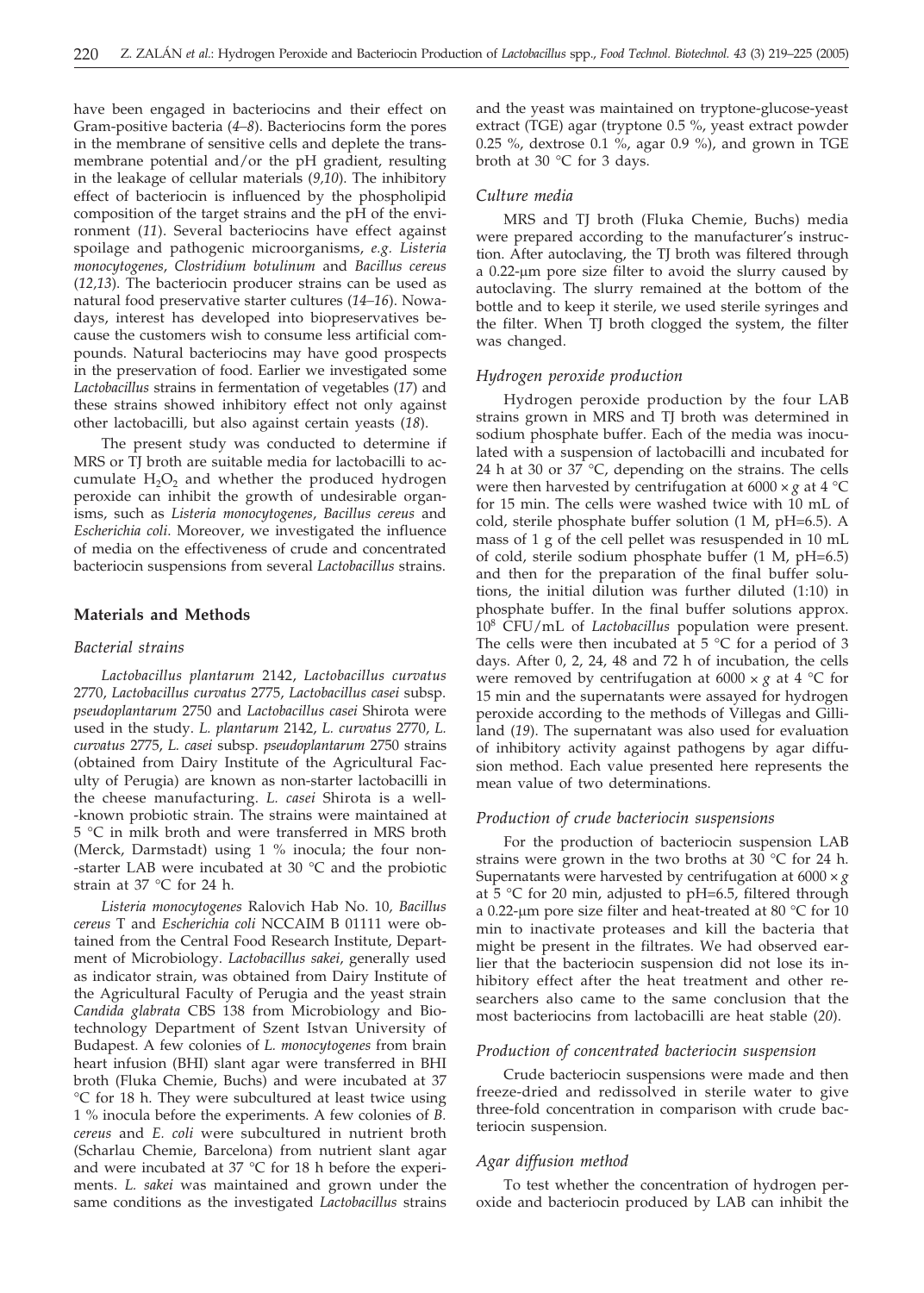have been engaged in bacteriocins and their effect on Gram-positive bacteria (*4–8*). Bacteriocins form the pores in the membrane of sensitive cells and deplete the transmembrane potential and/or the pH gradient, resulting in the leakage of cellular materials (*9,10*). The inhibitory effect of bacteriocin is influenced by the phospholipid composition of the target strains and the pH of the environment (*11*). Several bacteriocins have effect against spoilage and pathogenic microorganisms, *e.g. Listeria monocytogenes*, *Clostridium botulinum* and *Bacillus cereus* (*12,13*). The bacteriocin producer strains can be used as natural food preservative starter cultures (*14–16*). Nowadays, interest has developed into biopreservatives because the customers wish to consume less artificial compounds. Natural bacteriocins may have good prospects in the preservation of food. Earlier we investigated some *Lactobacillus* strains in fermentation of vegetables (*17*) and these strains showed inhibitory effect not only against other lactobacilli, but also against certain yeasts (*18*).

The present study was conducted to determine if MRS or TJ broth are suitable media for lactobacilli to accumulate $H_2O_2$ and whether the produced hydrogen peroxide can inhibit the growth of undesirable organisms, such as *Listeria monocytogenes*, *Bacillus cereus* and *Escherichia coli*. Moreover, we investigated the influence of media on the effectiveness of crude and concentrated bacteriocin suspensions from several *Lactobacillus* strains.

## Materials and Methods

### Bacterial strains

*Lactobacillus plantarum* 2142, *Lactobacillus curvatus* 2770, *Lactobacillus curvatus* 2775, *Lactobacillus casei* subsp. *pseudoplantarum* 2750 and *Lactobacillus casei* Shirota were used in the study. *L. plantarum* 2142, *L. curvatus* 2770, *L. curvatus* 2775, *L. casei* subsp. *pseudoplantarum* 2750 strains (obtained from Dairy Institute of the Agricultural Faculty of Perugia) are known as non-starter lactobacilli in the cheese manufacturing. *L. casei* Shirota is a well-known probiotic strain. The strains were maintained at 5 °C in milk broth and were transferred in MRS broth (Merck, Darmstadt) using 1 % inocula; the four non-starter LAB were incubated at 30 °C and the probiotic strain at 37 °C for 24 h.

*Listeria monocytogenes* Ralovich Hab No. 10, *Bacillus cereus* T and *Escherichia coli* NCCAIM B 01111 were obtained from the Central Food Research Institute, Department of Microbiology. *Lactobacillus sakei*, generally used as indicator strain, was obtained from Dairy Institute of the Agricultural Faculty of Perugia and the yeast strain *Candida glabrata* CBS 138 from Microbiology and Biotechnology Department of Szent Istvan University of Budapest. A few colonies of *L. monocytogenes* from brain heart infusion (BHI) slant agar were transferred in BHI broth (Fluka Chemie, Buchs) and were incubated at 37 °C for 18 h. They were subcultured at least twice using 1 % inocula before the experiments. A few colonies of *B. cereus* and *E. coli* were subcultured in nutrient broth (Scharlau Chemie, Barcelona) from nutrient slant agar and were incubated at 37 °C for 18 h before the experiments. *L. sakei* was maintained and grown under the same conditions as the investigated *Lactobacillus* strains and the yeast was maintained on tryptone-glucose-yeast extract (TGE) agar (tryptone 0.5 %, yeast extract powder 0.25 %, dextrose 0.1 %, agar 0.9 %), and grown in TGE broth at 30 °C for 3 days.

### Culture media

MRS and TJ broth (Fluka Chemie, Buchs) media were prepared according to the manufacturer's instruction. After autoclaving, the TJ broth was filtered through a 0.22-μm pore size filter to avoid the slurry caused by autoclaving. The slurry remained at the bottom of the bottle and to keep it sterile, we used sterile syringes and the filter. When TJ broth clogged the system, the filter was changed.

### Hydrogen peroxide production

Hydrogen peroxide production by the four LAB strains grown in MRS and TJ broth was determined in sodium phosphate buffer. Each of the media was inoculated with a suspension of lactobacilli and incubated for 24 h at 30 or 37 °C, depending on the strains. The cells were then harvested by centrifugation at 6000 × *g* at 4 °C for 15 min. The cells were washed twice with 10 mL of cold, sterile phosphate buffer solution (1 M, pH=6.5). A mass of 1 g of the cell pellet was resuspended in 10 mL of cold, sterile sodium phosphate buffer (1 M, pH=6.5) and then for the preparation of the final buffer solutions, the initial dilution was further diluted (1:10) in phosphate buffer. In the final buffer solutions approx. $10^8$ CFU/mL of *Lactobacillus* population were present. The cells were then incubated at 5 °C for a period of 3 days. After 0, 2, 24, 48 and 72 h of incubation, the cells were removed by centrifugation at 6000 × *g* at 4 °C for 15 min and the supernatants were assayed for hydrogen peroxide according to the methods of Villegas and Gilliland (*19*). The supernatant was also used for evaluation of inhibitory activity against pathogens by agar diffusion method. Each value presented here represents the mean value of two determinations.

### Production of crude bacteriocin suspensions

For the production of bacteriocin suspension LAB strains were grown in the two broths at 30 °C for 24 h. Supernatants were harvested by centrifugation at 6000 × *g* at 5 °C for 20 min, adjusted to pH=6.5, filtered through a 0.22-μm pore size filter and heat-treated at 80 °C for 10 min to inactivate proteases and kill the bacteria that might be present in the filtrates. We had observed earlier that the bacteriocin suspension did not lose its inhibitory effect after the heat treatment and other researchers also came to the same conclusion that the most bacteriocins from lactobacilli are heat stable (*20*).

### Production of concentrated bacteriocin suspension

Crude bacteriocin suspensions were made and then freeze-dried and redissolved in sterile water to give three-fold concentration in comparison with crude bacteriocin suspension.

### Agar diffusion method

To test whether the concentration of hydrogen peroxide and bacteriocin produced by LAB can inhibit the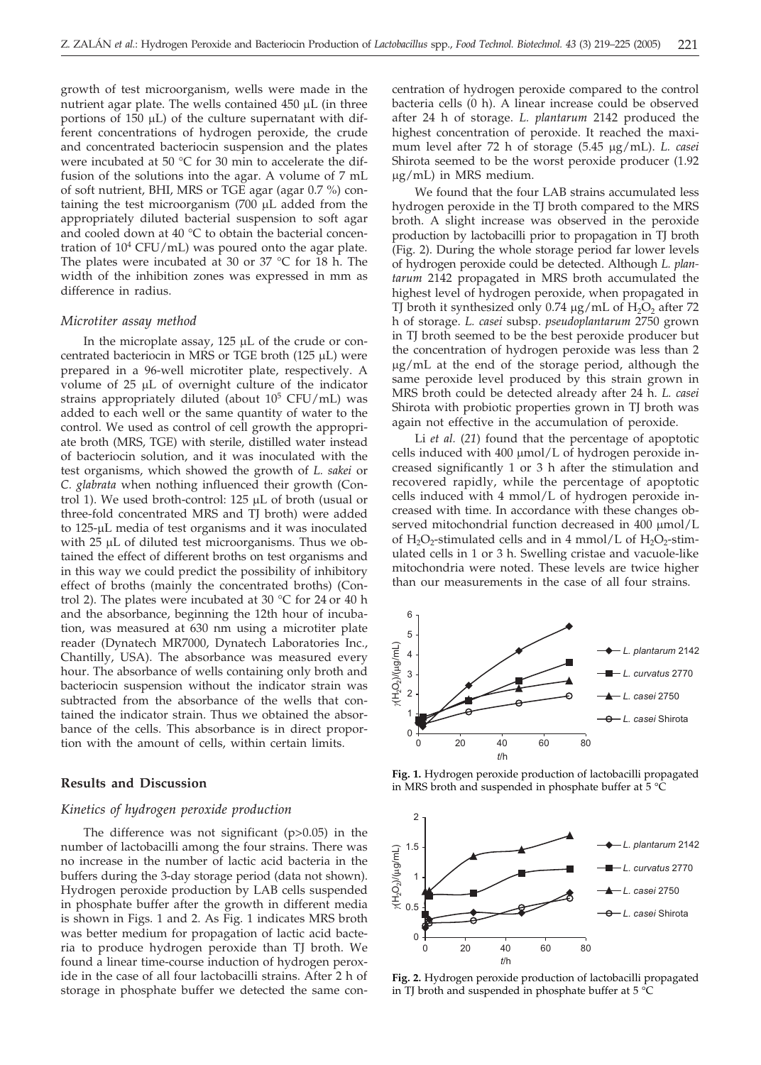growth of test microorganism, wells were made in the nutrient agar plate. The wells contained 450 μL (in three portions of 150 μL) of the culture supernatant with different concentrations of hydrogen peroxide, the crude and concentrated bacteriocin suspension and the plates were incubated at 50 °C for 30 min to accelerate the diffusion of the solutions into the agar. A volume of 7 mL of soft nutrient, BHI, MRS or TGE agar (agar 0.7 %) containing the test microorganism (700 μL added from the appropriately diluted bacterial suspension to soft agar and cooled down at 40 °C to obtain the bacterial concentration of $10^4$ CFU/mL) was poured onto the agar plate. The plates were incubated at 30 or 37 °C for 18 h. The width of the inhibition zones was expressed in mm as difference in radius.

### *Microtiter assay method*

In the microplate assay, 125 μL of the crude or concentrated bacteriocin in MRS or TGE broth (125 μL) were prepared in a 96-well microtiter plate, respectively. A volume of 25 μL of overnight culture of the indicator strains appropriately diluted (about $10^5$ CFU/mL) was added to each well or the same quantity of water to the control. We used as control of cell growth the appropriate broth (MRS, TGE) with sterile, distilled water instead of bacteriocin solution, and it was inoculated with the test organisms, which showed the growth of *L. sakei* or *C. glabrata* when nothing influenced their growth (Control 1). We used broth-control: 125 μL of broth (usual or three-fold concentrated MRS and TJ broth) were added to 125-μL media of test organisms and it was inoculated with 25 μL of diluted test microorganisms. Thus we obtained the effect of different broths on test organisms and in this way we could predict the possibility of inhibitory effect of broths (mainly the concentrated broths) (Control 2). The plates were incubated at 30 °C for 24 or 40 h and the absorbance, beginning the 12th hour of incubation, was measured at 630 nm using a microtiter plate reader (Dynatech MR7000, Dynatech Laboratories Inc., Chantilly, USA). The absorbance was measured every hour. The absorbance of wells containing only broth and bacteriocin suspension without the indicator strain was subtracted from the absorbance of the wells that contained the indicator strain. Thus we obtained the absorbance of the cells. This absorbance is in direct proportion with the amount of cells, within certain limits.

## Results and Discussion

### *Kinetics of hydrogen peroxide production*

The difference was not significant ($p>0.05$) in the number of lactobacilli among the four strains. There was no increase in the number of lactic acid bacteria in the buffers during the 3-day storage period (data not shown). Hydrogen peroxide production by LAB cells suspended in phosphate buffer after the growth in different media is shown in Figs. 1 and 2. As Fig. 1 indicates MRS broth was better medium for propagation of lactic acid bacteria to produce hydrogen peroxide than TJ broth. We found a linear time-course induction of hydrogen peroxide in the case of all four lactobacilli strains. After 2 h of storage in phosphate buffer we detected the same concentration of hydrogen peroxide compared to the control bacteria cells (0 h). A linear increase could be observed after 24 h of storage. *L. plantarum* 2142 produced the highest concentration of peroxide. It reached the maximum level after 72 h of storage (5.45 μg/mL). *L. casei* Shirota seemed to be the worst peroxide producer (1.92 μg/mL) in MRS medium.

We found that the four LAB strains accumulated less hydrogen peroxide in the TJ broth compared to the MRS broth. A slight increase was observed in the peroxide production by lactobacilli prior to propagation in TJ broth (Fig. 2). During the whole storage period far lower levels of hydrogen peroxide could be detected. Although *L. plantarum* 2142 propagated in MRS broth accumulated the highest level of hydrogen peroxide, when propagated in TJ broth it synthesized only 0.74 μg/mL of $H_2O_2$ after 72 h of storage. *L. casei* subsp. *pseudoplantarum* 2750 grown in TJ broth seemed to be the best peroxide producer but the concentration of hydrogen peroxide was less than 2 μg/mL at the end of the storage period, although the same peroxide level produced by this strain grown in MRS broth could be detected already after 24 h. *L. casei* Shirota with probiotic properties grown in TJ broth was again not effective in the accumulation of peroxide.

Li *et al.* (*21*) found that the percentage of apoptotic cells induced with 400 μmol/L of hydrogen peroxide increased significantly 1 or 3 h after the stimulation and recovered rapidly, while the percentage of apoptotic cells induced with 4 mmol/L of hydrogen peroxide increased with time. In accordance with these changes observed mitochondrial function decreased in 400 μmol/L of $H_2O_2$-stimulated cells and in 4 mmol/L of $H_2O_2$-stimulated cells in 1 or 3 h. Swelling cristae and vacuole-like mitochondria were noted. These levels are twice higher than our measurements in the case of all four strains.

**Fig. 1.** Hydrogen peroxide production of lactobacilli propagated in MRS broth and suspended in phosphate buffer at 5 °C

**Fig. 2.** Hydrogen peroxide production of lactobacilli propagated in TJ broth and suspended in phosphate buffer at 5 °C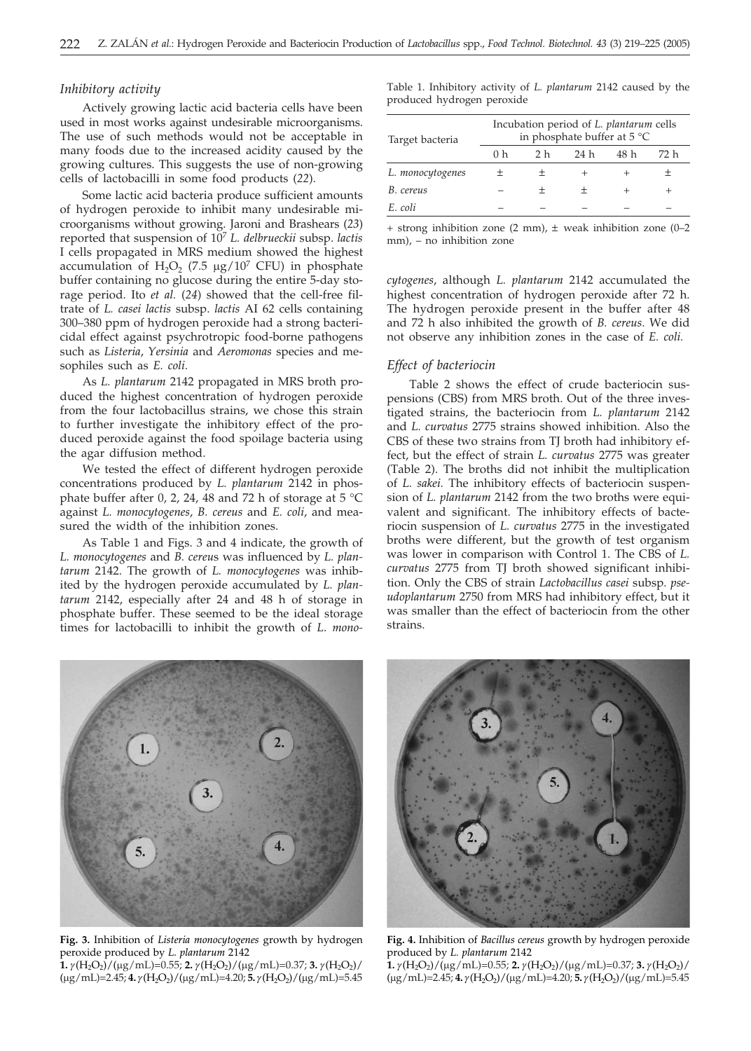### *Inhibitory activity*

Actively growing lactic acid bacteria cells have been used in most works against undesirable microorganisms. The use of such methods would not be acceptable in many foods due to the increased acidity caused by the growing cultures. This suggests the use of non-growing cells of lactobacilli in some food products (*22*).

Some lactic acid bacteria produce sufficient amounts of hydrogen peroxide to inhibit many undesirable microorganisms without growing. Jaroni and Brashears (*23*) reported that suspension of $10^7$ *L. delbrueckii* subsp. *lactis* I cells propagated in MRS medium showed the highest accumulation of $H_2O_2$ (7.5 μg/$10^7$ CFU) in phosphate buffer containing no glucose during the entire 5-day storage period. Ito *et al.* (*24*) showed that the cell-free filtrate of *L. casei lactis* subsp. *lactis* AI 62 cells containing 300–380 ppm of hydrogen peroxide had a strong bactericidal effect against psychrotropic food-borne pathogens such as *Listeria*, *Yersinia* and *Aeromonas* species and mesophiles such as *E. coli*.

As *L. plantarum* 2142 propagated in MRS broth produced the highest concentration of hydrogen peroxide from the four lactobacillus strains, we chose this strain to further investigate the inhibitory effect of the produced peroxide against the food spoilage bacteria using the agar diffusion method.

We tested the effect of different hydrogen peroxide concentrations produced by *L. plantarum* 2142 in phosphate buffer after 0, 2, 24, 48 and 72 h of storage at 5 °C against *L. monocytogenes*, *B. cereus* and *E. coli*, and measured the width of the inhibition zones.

As Table 1 and Figs. 3 and 4 indicate, the growth of *L. monocytogenes* and *B. cereus* was influenced by *L. plantarum* 2142. The growth of *L. monocytogenes* was inhibited by the hydrogen peroxide accumulated by *L. plantarum* 2142, especially after 24 and 48 h of storage in phosphate buffer. These seemed to be the ideal storage times for lactobacilli to inhibit the growth of *L. monocytogenes*, although *L. plantarum* 2142 accumulated the highest concentration of hydrogen peroxide after 72 h. The hydrogen peroxide present in the buffer after 48 and 72 h also inhibited the growth of *B. cereus*. We did not observe any inhibition zones in the case of *E. coli.*

Table 1. Inhibitory activity of *L. plantarum* 2142 caused by the produced hydrogen peroxide

| Target bacteria | Incubation period of *L. plantarum* cells in phosphate buffer at 5 °C | | | | |
|---|---|---|---|---|---|
| | 0 h | 2 h | 24 h | 48 h | 72 h |
| *L. monocytogenes* | ± | ± | + | + | ± |
| *B. cereus* | – | ± | ± | + | + |
| *E. coli* | – | – | – | – | – |

+ strong inhibition zone (2 mm), ± weak inhibition zone (0–2 mm), – no inhibition zone

### *Effect of bacteriocin*

Table 2 shows the effect of crude bacteriocin suspensions (CBS) from MRS broth. Out of the three investigated strains, the bacteriocin from *L. plantarum* 2142 and *L. curvatus* 2775 strains showed inhibition. Also the CBS of these two strains from TJ broth had inhibitory effect, but the effect of strain *L. curvatus* 2775 was greater (Table 2). The broths did not inhibit the multiplication of *L. sakei*. The inhibitory effects of bacteriocin suspension of *L. plantarum* 2142 from the two broths were equivalent and significant. The inhibitory effects of bacteriocin suspension of *L. curvatus* 2775 in the investigated broths were different, but the growth of test organism was lower in comparison with Control 1. The CBS of *L. curvatus* 2775 from TJ broth showed significant inhibition. Only the CBS of strain *Lactobacillus casei* subsp. *pseudoplantarum* 2750 from MRS had inhibitory effect, but it was smaller than the effect of bacteriocin from the other strains.

**Fig. 3.** Inhibition of *Listeria monocytogenes* growth by hydrogen peroxide produced by *L. plantarum* 2142
**1.** $\gamma(H_2O_2)$/(μg/mL)=0.55; **2.** $\gamma(H_2O_2)$/(μg/mL)=0.37; **3.** $\gamma(H_2O_2)$/(μg/mL)=2.45; **4.** $\gamma(H_2O_2)$/(μg/mL)=4.20; **5.** $\gamma(H_2O_2)$/(μg/mL)=5.45

**Fig. 4.** Inhibition of *Bacillus cereus* growth by hydrogen peroxide produced by *L. plantarum* 2142
**1.** $\gamma(H_2O_2)$/(μg/mL)=0.55; **2.** $\gamma(H_2O_2)$/(μg/mL)=0.37; **3.** $\gamma(H_2O_2)$/(μg/mL)=2.45; **4.** $\gamma(H_2O_2)$/(μg/mL)=4.20; **5.** $\gamma(H_2O_2)$/(μg/mL)=5.45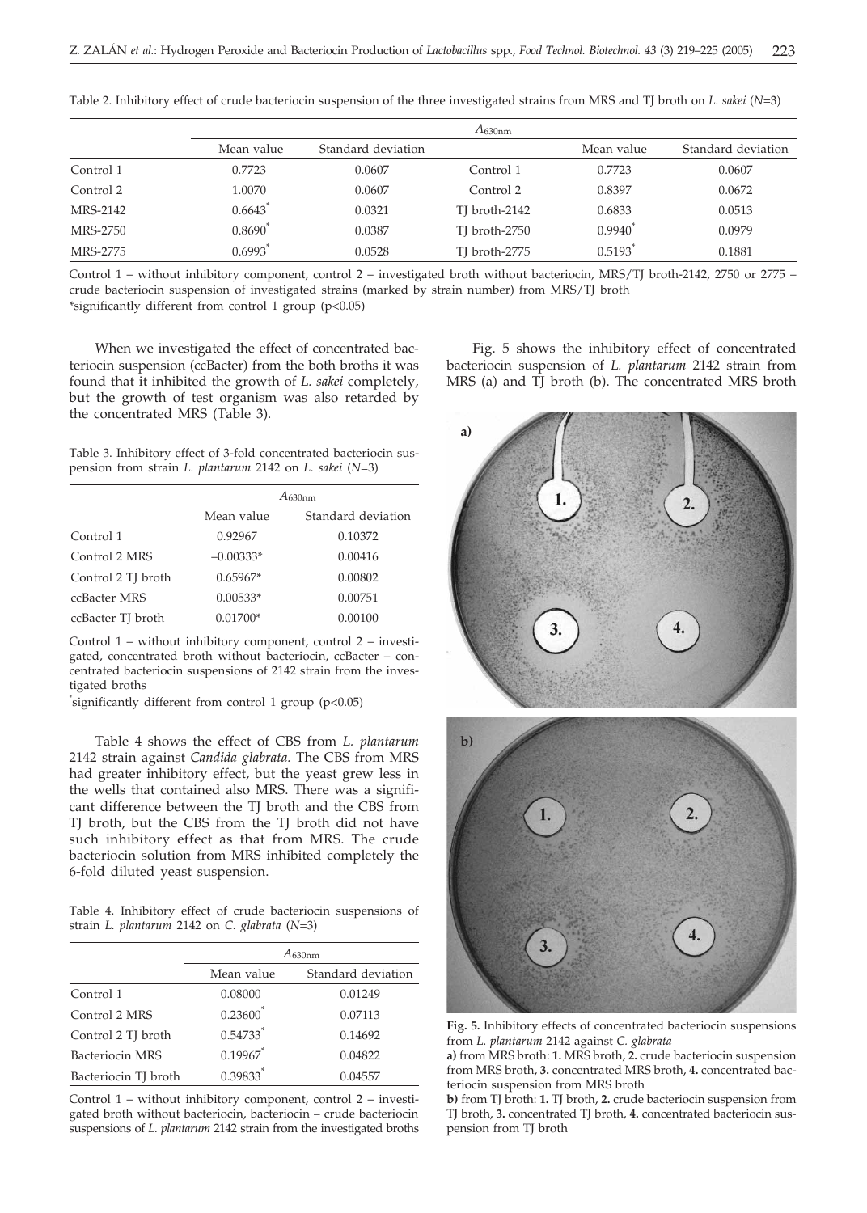Table 2. Inhibitory effect of crude bacteriocin suspension of the three investigated strains from MRS and TJ broth on *L. sakei* (*N*=3)

| | $A_{630nm}$ | | | | |
|---|---|---|---|---|---|
| | Mean value | Standard deviation | | Mean value | Standard deviation |
| Control 1 | 0.7723 | 0.0607 | Control 1 | 0.7723 | 0.0607 |
| Control 2 | 1.0070 | 0.0607 | Control 2 | 0.8397 | 0.0672 |
| MRS-2142 | 0.6643* | 0.0321 | TJ broth-2142 | 0.6833 | 0.0513 |
| MRS-2750 | 0.8690* | 0.0387 | TJ broth-2750 | 0.9940* | 0.0979 |
| MRS-2775 | 0.6993* | 0.0528 | TJ broth-2775 | 0.5193* | 0.1881 |

Control 1 – without inhibitory component, control 2 – investigated broth without bacteriocin, MRS/TJ broth-2142, 2750 or 2775 – crude bacteriocin suspension of investigated strains (marked by strain number) from MRS/TJ broth
*significantly different from control 1 group ($p<0.05$)

When we investigated the effect of concentrated bacteriocin suspension (ccBacter) from the both broths it was found that it inhibited the growth of *L. sakei* completely, but the growth of test organism was also retarded by the concentrated MRS (Table 3).

Table 3. Inhibitory effect of 3-fold concentrated bacteriocin suspension from strain *L. plantarum* 2142 on *L. sakei* (*N*=3)

| | $A_{630nm}$ | |
|---|---|---|
| | Mean value | Standard deviation |
| Control 1 | 0.92967 | 0.10372 |
| Control 2 MRS | –0.00333* | 0.00416 |
| Control 2 TJ broth | 0.65967* | 0.00802 |
| ccBacter MRS | 0.00533* | 0.00751 |
| ccBacter TJ broth | 0.01700* | 0.00100 |

Control 1 – without inhibitory component, control 2 – investigated, concentrated broth without bacteriocin, ccBacter – concentrated bacteriocin suspensions of 2142 strain from the investigated broths
*significantly different from control 1 group ($p<0.05$)

Table 4 shows the effect of CBS from *L. plantarum* 2142 strain against *Candida glabrata*. The CBS from MRS had greater inhibitory effect, but the yeast grew less in the wells that contained also MRS. There was a significant difference between the TJ broth and the CBS from TJ broth, but the CBS from the TJ broth did not have such inhibitory effect as that from MRS. The crude bacteriocin solution from MRS inhibited completely the 6-fold diluted yeast suspension.

Table 4. Inhibitory effect of crude bacteriocin suspensions of strain *L. plantarum* 2142 on *C. glabrata* (*N*=3)

| | $A_{630nm}$ | |
|---|---|---|
| | Mean value | Standard deviation |
| Control 1 | 0.08000 | 0.01249 |
| Control 2 MRS | 0.23600* | 0.07113 |
| Control 2 TJ broth | 0.54733* | 0.14692 |
| Bacteriocin MRS | 0.19967* | 0.04822 |
| Bacteriocin TJ broth | 0.39833* | 0.04557 |

Control 1 – without inhibitory component, control 2 – investigated broth without bacteriocin, bacteriocin – crude bacteriocin suspensions of *L. plantarum* 2142 strain from the investigated broths

Fig. 5 shows the inhibitory effect of concentrated bacteriocin suspension of *L. plantarum* 2142 strain from MRS (a) and TJ broth (b). The concentrated MRS broth

**Fig. 5.** Inhibitory effects of concentrated bacteriocin suspensions from *L. plantarum* 2142 against *C. glabrata*
**a)** from MRS broth: **1.** MRS broth, **2.** crude bacteriocin suspension from MRS broth, **3.** concentrated MRS broth, **4.** concentrated bacteriocin suspension from MRS broth
**b)** from TJ broth: **1.** TJ broth, **2.** crude bacteriocin suspension from TJ broth, **3.** concentrated TJ broth, **4.** concentrated bacteriocin suspension from TJ broth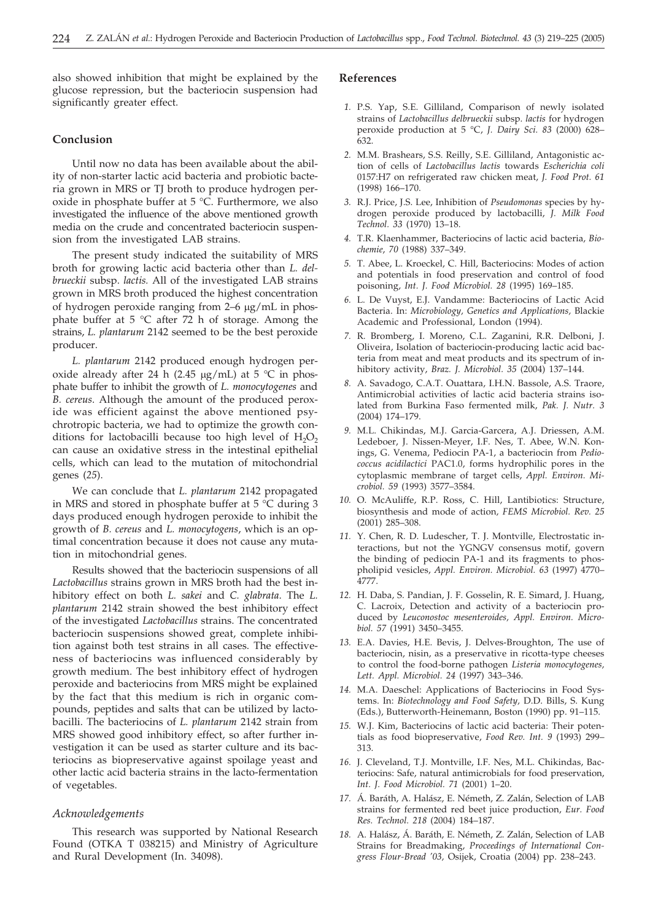also showed inhibition that might be explained by the glucose repression, but the bacteriocin suspension had significantly greater effect.

## Conclusion

Until now no data has been available about the ability of non-starter lactic acid bacteria and probiotic bacteria grown in MRS or TJ broth to produce hydrogen peroxide in phosphate buffer at 5 °C. Furthermore, we also investigated the influence of the above mentioned growth media on the crude and concentrated bacteriocin suspension from the investigated LAB strains.

The present study indicated the suitability of MRS broth for growing lactic acid bacteria other than *L. delbrueckii* subsp. *lactis.* All of the investigated LAB strains grown in MRS broth produced the highest concentration of hydrogen peroxide ranging from 2–6 μg/mL in phosphate buffer at 5 °C after 72 h of storage. Among the strains, *L. plantarum* 2142 seemed to be the best peroxide producer.

*L. plantarum* 2142 produced enough hydrogen peroxide already after 24 h (2.45 μg/mL) at 5 °C in phosphate buffer to inhibit the growth of *L. monocytogenes* and *B. cereus.* Although the amount of the produced peroxide was efficient against the above mentioned psychrotropic bacteria, we had to optimize the growth conditions for lactobacilli because too high level of $H_2O_2$ can cause an oxidative stress in the intestinal epithelial cells, which can lead to the mutation of mitochondrial genes (*25*).

We can conclude that *L. plantarum* 2142 propagated in MRS and stored in phosphate buffer at 5 °C during 3 days produced enough hydrogen peroxide to inhibit the growth of *B. cereus* and *L. monocytogens*, which is an optimal concentration because it does not cause any mutation in mitochondrial genes.

Results showed that the bacteriocin suspensions of all *Lactobacillus* strains grown in MRS broth had the best inhibitory effect on both *L. sakei* and *C. glabrata*. The *L. plantarum* 2142 strain showed the best inhibitory effect of the investigated *Lactobacillus* strains. The concentrated bacteriocin suspensions showed great, complete inhibition against both test strains in all cases. The effectiveness of bacteriocins was influenced considerably by growth medium. The best inhibitory effect of hydrogen peroxide and bacteriocins from MRS might be explained by the fact that this medium is rich in organic compounds, peptides and salts that can be utilized by lactobacilli. The bacteriocins of *L. plantarum* 2142 strain from MRS showed good inhibitory effect, so after further investigation it can be used as starter culture and its bacteriocins as biopreservative against spoilage yeast and other lactic acid bacteria strains in the lacto-fermentation of vegetables.

### *Acknowledgements*

This research was supported by National Research Found (OTKA T 038215) and Ministry of Agriculture and Rural Development (In. 34098).

## References

1. P.S. Yap, S.E. Gilliland, Comparison of newly isolated strains of *Lactobacillus delbrueckii* subsp. *lactis* for hydrogen peroxide production at 5 °C, *J. Dairy Sci. 83* (2000) 628–632.
2. M.M. Brashears, S.S. Reilly, S.E. Gilliland, Antagonistic action of cells of *Lactobacillus lactis* towards *Escherichia coli* 0157:H7 on refrigerated raw chicken meat, *J. Food Prot. 61* (1998) 166–170.
3. R.J. Price, J.S. Lee, Inhibition of *Pseudomonas* species by hydrogen peroxide produced by lactobacilli, *J. Milk Food Technol. 33* (1970) 13–18.
4. T.R. Klaenhammer, Bacteriocins of lactic acid bacteria, *Biochemie, 70* (1988) 337–349.
5. T. Abee, L. Kroeckel, C. Hill, Bacteriocins: Modes of action and potentials in food preservation and control of food poisoning, *Int. J. Food Microbiol. 28* (1995) 169–185.
6. L. De Vuyst, E.J. Vandamme: Bacteriocins of Lactic Acid Bacteria. In: *Microbiology, Genetics and Applications,* Blackie Academic and Professional, London (1994).
7. R. Bromberg, I. Moreno, C.L. Zaganini, R.R. Delboni, J. Oliveira, Isolation of bacteriocin-producing lactic acid bacteria from meat and meat products and its spectrum of inhibitory activity, *Braz. J. Microbiol. 35* (2004) 137–144.
8. A. Savadogo, C.A.T. Ouattara, I.H.N. Bassole, A.S. Traore, Antimicrobial activities of lactic acid bacteria strains isolated from Burkina Faso fermented milk, *Pak. J. Nutr. 3* (2004) 174–179.
9. M.L. Chikindas, M.J. Garcia-Garcera, A.J. Driessen, A.M. Ledeboer, J. Nissen-Meyer, I.F. Nes, T. Abee, W.N. Konings, G. Venema, Pediocin PA-1, a bacteriocin from *Pediococcus acidilactici* PAC1.0, forms hydrophilic pores in the cytoplasmic membrane of target cells, *Appl. Environ. Microbiol. 59* (1993) 3577–3584.
10. O. McAuliffe, R.P. Ross, C. Hill, Lantibiotics: Structure, biosynthesis and mode of action, *FEMS Microbiol. Rev. 25* (2001) 285–308.
11. Y. Chen, R. D. Ludescher, T. J. Montville, Electrostatic interactions, but not the YGNGV consensus motif, govern the binding of pediocin PA-1 and its fragments to phospholipid vesicles, *Appl. Environ. Microbiol. 63* (1997) 4770–4777.
12. H. Daba, S. Pandian, J. F. Gosselin, R. E. Simard, J. Huang, C. Lacroix, Detection and activity of a bacteriocin produced by *Leuconostoc mesenteroides*, *Appl. Environ. Microbiol. 57* (1991) 3450–3455.
13. E.A. Davies, H.E. Bevis, J. Delves-Broughton, The use of bacteriocin, nisin, as a preservative in ricotta-type cheeses to control the food-borne pathogen *Listeria monocytogenes*, *Lett. Appl. Microbiol. 24* (1997) 343–346.
14. M.A. Daeschel: Applications of Bacteriocins in Food Systems. In: *Biotechnology and Food Safety,* D.D. Bills, S. Kung (Eds.), Butterworth-Heinemann, Boston (1990) pp. 91–115.
15. W.J. Kim, Bacteriocins of lactic acid bacteria: Their potentials as food biopreservative, *Food Rev. Int. 9* (1993) 299–313.
16. J. Cleveland, T.J. Montville, I.F. Nes, M.L. Chikindas, Bacteriocins: Safe, natural antimicrobials for food preservation, *Int. J. Food Microbiol. 71* (2001) 1–20.
17. Á. Baráth, A. Halász, E. Németh, Z. Zalán, Selection of LAB strains for fermented red beet juice production, *Eur. Food Res. Technol. 218* (2004) 184–187.
18. A. Halász, Á. Baráth, E. Németh, Z. Zalán, Selection of LAB Strains for Breadmaking, *Proceedings of International Congress Flour-Bread '03,* Osijek, Croatia (2004) pp. 238–243.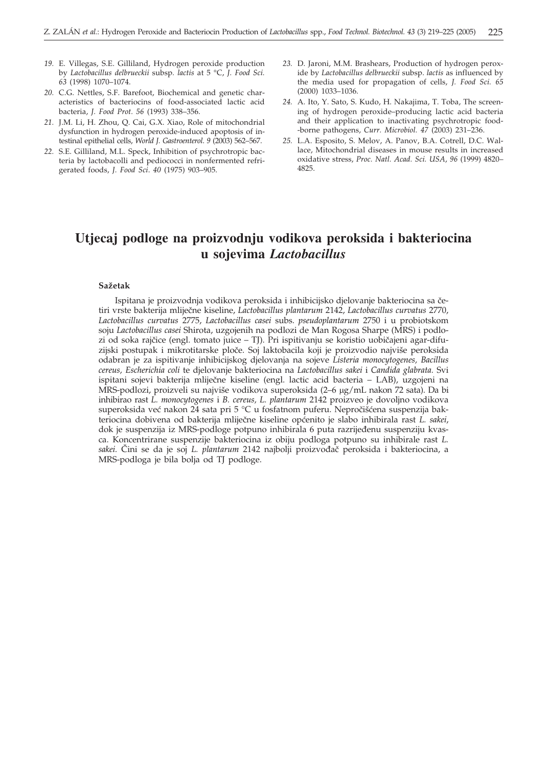*19.* E. Villegas, S.E. Gilliland, Hydrogen peroxide production by *Lactobacillus delbrueckii* subsp. *lactis* at 5 °C, *J. Food Sci. 63* (1998) 1070–1074.

*20.* C.G. Nettles, S.F. Barefoot, Biochemical and genetic characteristics of bacteriocins of food-associated lactic acid bacteria, *J. Food Prot. 56* (1993) 338–356.

*21.* J.M. Li, H. Zhou, Q. Cai, G.X. Xiao, Role of mitochondrial dysfunction in hydrogen peroxide-induced apoptosis of intestinal epithelial cells, *World J. Gastroenterol. 9* (2003) 562–567.

*22.* S.E. Gilliland, M.L. Speck, Inhibition of psychrotropic bacteria by lactobacolli and pediococci in nonfermented refrigerated foods, *J. Food Sci. 40* (1975) 903–905.

*23.* D. Jaroni, M.M. Brashears, Production of hydrogen peroxide by *Lactobacillus delbrueckii* subsp. *lactis* as influenced by the media used for propagation of cells, *J. Food Sci. 65* (2000) 1033–1036.

*24.* A. Ito, Y. Sato, S. Kudo, H. Nakajima, T. Toba, The screening of hydrogen peroxide–producing lactic acid bacteria and their application to inactivating psychrotropic food-borne pathogens, *Curr. Microbiol. 47* (2003) 231–236.

*25.* L.A. Esposito, S. Melov, A. Panov, B.A. Cotrell, D.C. Wallace, Mitochondrial diseases in mouse results in increased oxidative stress, *Proc. Natl. Acad. Sci. USA*, *96* (1999) 4820–4825.

# Utjecaj podloge na proizvodnju vodikova peroksida i bakteriocina u sojevima *Lactobacillus*

### Sažetak

Ispitana je proizvodnja vodikova peroksida i inhibicijsko djelovanje bakteriocina sa četiri vrste bakterija mliječne kiseline, *Lactobacillus plantarum* 2142, *Lactobacillus curvatus* 2770, *Lactobacillus curvatus* 2775, *Lactobacillus casei* subs. *pseudoplantarum* 2750 i u probiotskom soju *Lactobacillus casei* Shirota, uzgojenih na podlozi de Man Rogosa Sharpe (MRS) i podlozi od soka rajčice (engl. tomato juice – TJ). Pri ispitivanju se koristio uobičajeni agar-difuzijski postupak i mikrotitarske ploče. Soj laktobacila koji je proizvodio najviše peroksida odabran je za ispitivanje inhibicijskog djelovanja na sojeve *Listeria monocytogenes, Bacillus cereus, Escherichia coli* te djelovanje bakteriocina na *Lactobacillus sakei* i *Candida glabrata.* Svi ispitani sojevi bakterija mliječne kiseline (engl. lactic acid bacteria – LAB), uzgojeni na MRS-podlozi, proizveli su najviše vodikova superoksida (2–6 μg/mL nakon 72 sata). Da bi inhibirao rast *L. monocytogenes* i *B. cereus, L. plantarum* 2142 proizveo je dovoljno vodikova superoksida već nakon 24 sata pri 5 °C u fosfatnom puferu. Nepročišćena suspenzija bakteriocina dobivena od bakterija mliječne kiseline općenito je slabo inhibirala rast *L. sakei*, dok je suspenzija iz MRS-podloge potpuno inhibirala 6 puta razrijeđenu suspenziju kvasca. Koncentrirane suspenzije bakteriocina iz obiju podloga potpuno su inhibirale rast *L. sakei.* Čini se da je soj *L. plantarum* 2142 najbolji proizvođač peroksida i bakteriocina, a MRS-podloga je bila bolja od TJ podloge.